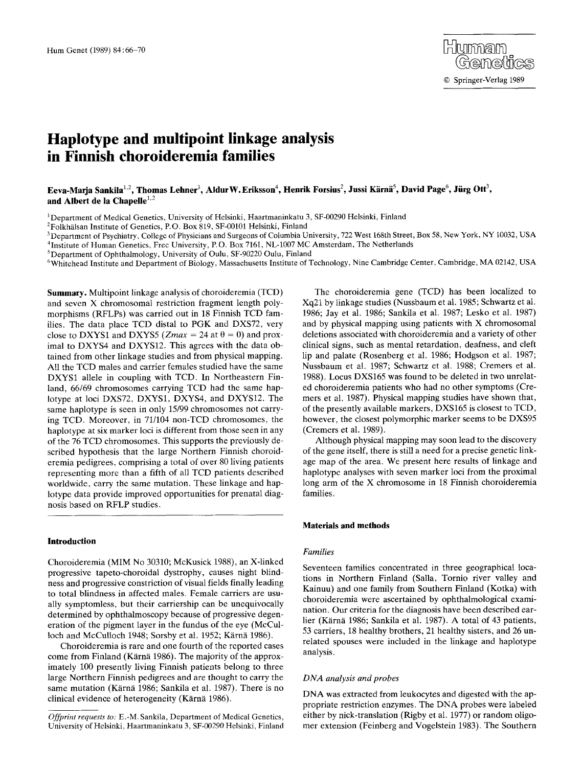# Haplotype and multipoint linkage analysis in Finnish choroideremia families

**Eeva-Marja Sankila[1,2], Thomas Lehner[3], Aldur W. Eriksson[4], Henrik Forsius[2], Jussi Kärnä[5], David Page[6], Jürg Ott[3], and Albert de la Chapelle[1,2]**

[1] Department of Medical Genetics, University of Helsinki, Haartmaninkatu 3, SF-00290 Helsinki, Finland
[2] Folkhälsan Institute of Genetics, P.O. Box 819, SF-00101 Helsinki, Finland
[3] Department of Psychiatry, College of Physicians and Surgeons of Columbia University, 722 West 168th Street, Box 58, New York, NY 10032, USA
[4] Institute of Human Genetics, Free University, P.O. Box 7161, NL-1007 MC Amsterdam, The Netherlands
[5] Department of Ophthalmology, University of Oulu, SF-90220 Oulu, Finland
[6] Whitehead Institute and Department of Biology, Massachusetts Institute of Technology, Nine Cambridge Center, Cambridge, MA 02142, USA

**Summary.** Multipoint linkage analysis of choroideremia (TCD) and seven X chromosomal restriction fragment length polymorphisms (RFLPs) was carried out in 18 Finnish TCD families. The data place TCD distal to PGK and DXS72, very close to DXYS1 and DXYS5 ($Zmax = 24$ at $\theta = 0$) and proximal to DXYS4 and DXYS12. This agrees with the data obtained from other linkage studies and from physical mapping. All the TCD males and carrier females studied have the same DXYS1 allele in coupling with TCD. In Northeastern Finland, 66/69 chromosomes carrying TCD had the same haplotype at loci DXS72, DXYS1, DXYS4, and DXYS12. The same haplotype is seen in only 15/99 chromosomes not carrying TCD. Moreover, in 71/104 non-TCD chromosomes, the haplotype at six marker loci is different from those seen in any of the 76 TCD chromosomes. This supports the previously described hypothesis that the large Northern Finnish choroideremia pedigrees, comprising a total of over 80 living patients representing more than a fifth of all TCD patients described worldwide, carry the same mutation. These linkage and haplotype data provide improved opportunities for prenatal diagnosis based on RFLP studies.

## Introduction

Choroideremia (MIM No 30310; McKusick 1988), an X-linked progressive tapeto-choroidal dystrophy, causes night blindness and progressive constriction of visual fields finally leading to total blindness in affected males. Female carriers are usually symptomless, but their carriership can be unequivocally determined by ophthalmoscopy because of progressive degeneration of the pigment layer in the fundus of the eye (McCulloch and McCulloch 1948; Sorsby et al. 1952; Kärnä 1986).

Choroideremia is rare and one fourth of the reported cases come from Finland (Kärnä 1986). The majority of the approximately 100 presently living Finnish patients belong to three large Northern Finnish pedigrees and are thought to carry the same mutation (Kärnä 1986; Sankila et al. 1987). There is no clinical evidence of heterogeneity (Kärnä 1986).

The choroideremia gene (TCD) has been localized to Xq21 by linkage studies (Nussbaum et al. 1985; Schwartz et al. 1986; Jay et al. 1986; Sankila et al. 1987; Lesko et al. 1987) and by physical mapping using patients with X chromosomal deletions associated with choroideremia and a variety of other clinical signs, such as mental retardation, deafness, and cleft lip and palate (Rosenberg et al. 1986; Hodgson et al. 1987; Nussbaum et al. 1987; Schwartz et al. 1988; Cremers et al. 1988). Locus DXS165 was found to be deleted in two unrelated choroideremia patients who had no other symptoms (Cremers et al. 1987). Physical mapping studies have shown that, of the presently available markers, DXS165 is closest to TCD, however, the closest polymorphic marker seems to be DXS95 (Cremers et al. 1989).

Although physical mapping may soon lead to the discovery of the gene itself, there is still a need for a precise genetic linkage map of the area. We present here results of linkage and haplotype analyses with seven marker loci from the proximal long arm of the X chromosome in 18 Finnish choroideremia families.

## Materials and methods

### *Families*

Seventeen families concentrated in three geographical locations in Northern Finland (Salla, Tornio river valley and Kainuu) and one family from Southern Finland (Kotka) with choroideremia were ascertained by ophthalmological examination. Our criteria for the diagnosis have been described earlier (Kärnä 1986; Sankila et al. 1987). A total of 43 patients, 53 carriers, 18 healthy brothers, 21 healthy sisters, and 26 unrelated spouses were included in the linkage and haplotype analysis.

### *DNA analysis and probes*

DNA was extracted from leukocytes and digested with the appropriate restriction enzymes. The DNA probes were labeled either by nick-translation (Rigby et al. 1977) or random oligomer extension (Feinberg and Vogelstein 1983). The Southern

*Offprint requests to:* E.-M. Sankila, Department of Medical Genetics, University of Helsinki, Haartmaninkatu 3, SF-00290 Helsinki, Finland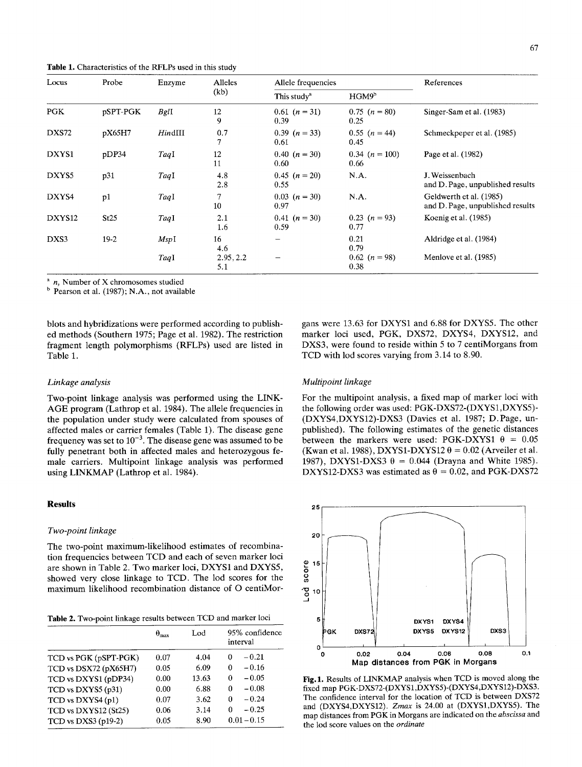**Table 1.** Characteristics of the RFLPs used in this study

| Locus | Probe | Enzyme | Alleles (kb) | Allele frequencies | | References |
|---|---|---|---|---|---|---|
| | | | | This study[a] | HGM9[b] | |
| PGK | pSPT-PGK | *Bgl*I | 12 | 0.61 ($n = 31$) | 0.75 ($n = 80$) | Singer-Sam et al. (1983) |
| | | | 9 | 0.39 | 0.25 | |
| DXS72 | pX65H7 | *Hin*dIII | 0.7 | 0.39 ($n = 33$) | 0.55 ($n = 44$) | Schmeckpeper et al. (1985) |
| | | | 7 | 0.61 | 0.45 | |
| DXYS1 | pDP34 | *Taq*I | 12 | 0.40 ($n = 30$) | 0.34 ($n = 100$) | Page et al. (1982) |
| | | | 11 | 0.60 | 0.66 | |
| DXYS5 | p31 | *Taq*I | 4.8 | 0.45 ($n = 20$) | N.A. | J. Weissenbach and D. Page, unpublished results |
| | | | 2.8 | 0.55 | | |
| DXYS4 | p1 | *Taq*I | 7 | 0.03 ($n = 30$) | N.A. | Geldwerth et al. (1985) and D. Page, unpublished results |
| | | | 10 | 0.97 | | |
| DXYS12 | St25 | *Taq*I | 2.1 | 0.41 ($n = 30$) | 0.23 ($n = 93$) | Koenig et al. (1985) |
| | | | 1.6 | 0.59 | 0.77 | |
| DXS3 | 19-2 | *Msp*I | 16 | – | 0.21 | Aldridge et al. (1984) |
| | | | 4.6 | | 0.79 | |
| | | *Taq*I | 2.95, 2.2 | – | 0.62 ($n = 98$) | Menlove et al. (1985) |
| | | | 5.1 | | 0.38 | |

[a] *n*, Number of X chromosomes studied

[b] Pearson et al. (1987); N.A., not available

blots and hybridizations were performed according to published methods (Southern 1975; Page et al. 1982). The restriction fragment length polymorphisms (RFLPs) used are listed in Table 1.

### *Linkage analysis*

Two-point linkage analysis was performed using the LINKAGE program (Lathrop et al. 1984). The allele frequencies in the population under study were calculated from spouses of affected males or carrier females (Table 1). The disease gene frequency was set to $10^{-3}$. The disease gene was assumed to be fully penetrant both in affected males and heterozygous female carriers. Multipoint linkage analysis was performed using LINKMAP (Lathrop et al. 1984).

## Results

### *Two-point linkage*

The two-point maximum-likelihood estimates of recombination frequencies between TCD and each of seven marker loci are shown in Table 2. Two marker loci, DXYS1 and DXYS5, showed very close linkage to TCD. The lod scores for the maximum likelihood recombination distance of O centiMorgans were 13.63 for DXYS1 and 6.88 for DXYS5. The other marker loci used, PGK, DXS72, DXYS4, DXYS12, and DXS3, were found to reside within 5 to 7 centiMorgans from TCD with lod scores varying from 3.14 to 8.90.

**Table 2.** Two-point linkage results between TCD and marker loci

| | $\theta_{max}$ | Lod | 95% confidence interval |
|---|---|---|---|
| TCD vs PGK (pSPT-PGK) | 0.07 | 4.04 | 0 – 0.21 |
| TCD vs DSX72 (pX65H7) | 0.05 | 6.09 | 0 – 0.16 |
| TCD vs DXYS1 (pDP34) | 0.00 | 13.63 | 0 – 0.05 |
| TCD vs DXYS5 (p31) | 0.00 | 6.88 | 0 – 0.08 |
| TCD vs DXYS4 (p1) | 0.07 | 3.62 | 0 – 0.24 |
| TCD vs DXYS12 (St25) | 0.06 | 3.14 | 0 – 0.25 |
| TCD vs DXS3 (p19-2) | 0.05 | 8.90 | 0.01 – 0.15 |

### *Multipoint linkage*

For the multipoint analysis, a fixed map of marker loci with the following order was used: PGK-DXS72-(DXYS1,DXYS5)-(DXYS4,DXYS12)-DXS3 (Davies et al. 1987; D. Page, unpublished). The following estimates of the genetic distances between the markers were used: PGK-DXYS1 $\theta = 0.05$ (Kwan et al. 1988), DXYS1-DXYS12 $\theta = 0.02$ (Arveiler et al. 1987), DXYS1-DXS3 $\theta = 0.044$ (Drayna and White 1985). DXYS12-DXS3 was estimated as $\theta = 0.02$, and PGK-DXS72

**Fig. 1.** Results of LINKMAP analysis when TCD is moved along the fixed map PGK-DSX72-(DXYS1,DXYS5)-(DXYS4,DXYS12)-DXS3. The confidence interval for the location of TCD is between DXS72 and (DXYS4,DXYS12). *Zmax* is 24.00 at (DXYS1,DXYS5). The map distances from PGK in Morgans are indicated on the *abscissa* and the lod score values on the *ordinate*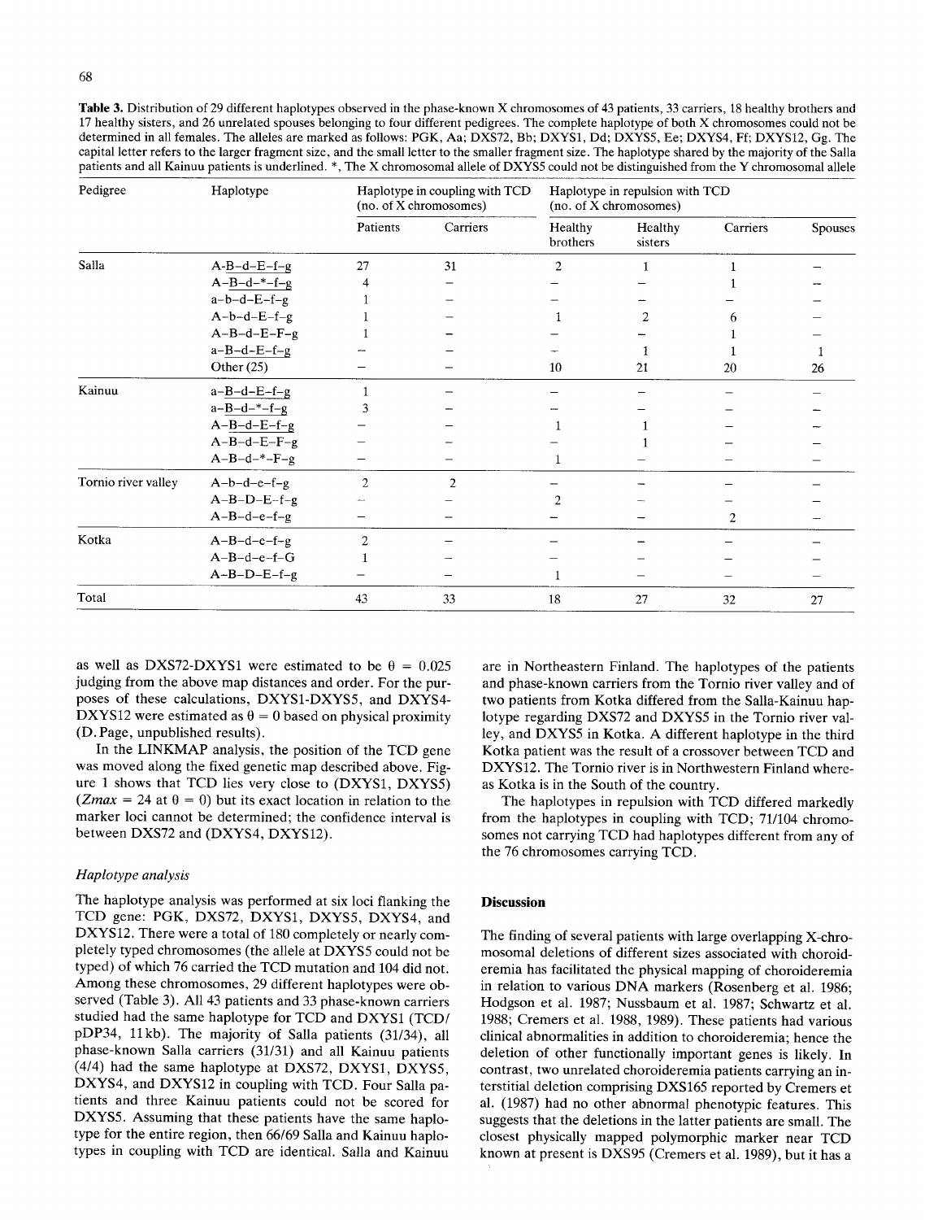**Table 3.** Distribution of 29 different haplotypes observed in the phase-known X chromosomes of 43 patients, 33 carriers, 18 healthy brothers and 17 healthy sisters, and 26 unrelated spouses belonging to four different pedigrees. The complete haplotype of both X chromosomes could not be determined in all females. The alleles are marked as follows: PGK, Aa; DXS72, Bb; DXYS1, Dd; DXYS5, Ee; DXYS4, Ff; DXYS12, Gg. The capital letter refers to the larger fragment size, and the small letter to the smaller fragment size. The haplotype shared by the majority of the Salla patients and all Kainuu patients is underlined. *, The X chromosomal allele of DXYS5 could not be distinguished from the Y chromosomal allele

| Pedigree | Haplotype | Haplotype in coupling with TCD (no. of X chromosomes) | | Haplotype in repulsion with TCD (no. of X chromosomes) | | | |
|---|---|---|---|---|---|---|---|
| | | Patients | Carriers | Healthy brothers | Healthy sisters | Carriers | Spouses |
| Salla | A-<u>B-d-E-f-g</u> | 27 | 31 | 2 | 1 | 1 | – |
| | A-<u>B-d-*-f-g</u> | 4 | – | – | – | 1 | – |
| | a-b-d-E-f-g | 1 | – | – | – | – | – |
| | A-b-d-E-f-g | 1 | – | 1 | 2 | 6 | – |
| | A-B-d-E-F-g | 1 | – | – | – | 1 | – |
| | a-<u>B-d-E-f-g</u> | – | – | – | 1 | 1 | 1 |
| | Other (25) | – | – | 10 | 21 | 20 | 26 |
| Kainuu | a-<u>B-d-E-f-g</u> | 1 | – | – | – | – | – |
| | a-<u>B-d-*-f-g</u> | 3 | – | – | – | – | – |
| | A-<u>B-d-E-f-g</u> | – | – | 1 | 1 | – | – |
| | A-B-d-E-F-g | – | – | – | 1 | – | – |
| | A-B-d-*-F-g | – | – | 1 | – | – | – |
| Tornio river valley | A-b-d-e-f-g | 2 | 2 | – | – | – | – |
| | A-B-D-E-f-g | – | – | 2 | – | – | – |
| | A-B-d-e-f-g | – | – | – | – | 2 | – |
| Kotka | A-B-d-e-f-g | 2 | – | – | – | – | – |
| | A-B-d-e-f-G | 1 | – | – | – | – | – |
| | A-B-D-E-f-g | – | – | 1 | – | – | – |
| Total | | 43 | 33 | 18 | 27 | 32 | 27 |

as well as DXS72-DXYS1 were estimated to be $\theta = 0.025$ judging from the above map distances and order. For the purposes of these calculations, DXYS1-DXYS5, and DXYS4-DXYS12 were estimated as $\theta = 0$ based on physical proximity (D. Page, unpublished results).

In the LINKMAP analysis, the position of the TCD gene was moved along the fixed genetic map described above. Figure 1 shows that TCD lies very close to (DXYS1, DXYS5) ($Zmax = 24$ at $\theta = 0$) but its exact location in relation to the marker loci cannot be determined; the confidence interval is between DXS72 and (DXYS4, DXYS12).

### *Haplotype analysis*

The haplotype analysis was performed at six loci flanking the TCD gene: PGK, DXS72, DXYS1, DXYS5, DXYS4, and DXYS12. There were a total of 180 completely or nearly completely typed chromosomes (the allele at DXYS5 could not be typed) of which 76 carried the TCD mutation and 104 did not. Among these chromosomes, 29 different haplotypes were observed (Table 3). All 43 patients and 33 phase-known carriers studied had the same haplotype for TCD and DXYS1 (TCD/pDP34, 11 kb). The majority of Salla patients (31/34), all phase-known Salla carriers (31/31) and all Kainuu patients (4/4) had the same haplotype at DXS72, DXYS1, DXYS5, DXYS4, and DXYS12 in coupling with TCD. Four Salla patients and three Kainuu patients could not be scored for DXYS5. Assuming that these patients have the same haplotype for the entire region, then 66/69 Salla and Kainuu haplotypes in coupling with TCD are identical. Salla and Kainuu are in Northeastern Finland. The haplotypes of the patients and phase-known carriers from the Tornio river valley and of two patients from Kotka differed from the Salla-Kainuu haplotype regarding DXS72 and DXYS5 in the Tornio river valley, and DXYS5 in Kotka. A different haplotype in the third Kotka patient was the result of a crossover between TCD and DXYS12. The Tornio river is in Northwestern Finland whereas Kotka is in the South of the country.

The haplotypes in repulsion with TCD differed markedly from the haplotypes in coupling with TCD; 71/104 chromosomes not carrying TCD had haplotypes different from any of the 76 chromosomes carrying TCD.

## Discussion

The finding of several patients with large overlapping X-chromosomal deletions of different sizes associated with choroideremia has facilitated the physical mapping of choroideremia in relation to various DNA markers (Rosenberg et al. 1986; Hodgson et al. 1987; Nussbaum et al. 1987; Schwartz et al. 1988; Cremers et al. 1988, 1989). These patients had various clinical abnormalities in addition to choroideremia; hence the deletion of other functionally important genes is likely. In contrast, two unrelated choroideremia patients carrying an interstitial deletion comprising DXS165 reported by Cremers et al. (1987) had no other abnormal phenotypic features. This suggests that the deletions in the latter patients are small. The closest physically mapped polymorphic marker near TCD known at present is DXS95 (Cremers et al. 1989), but it has a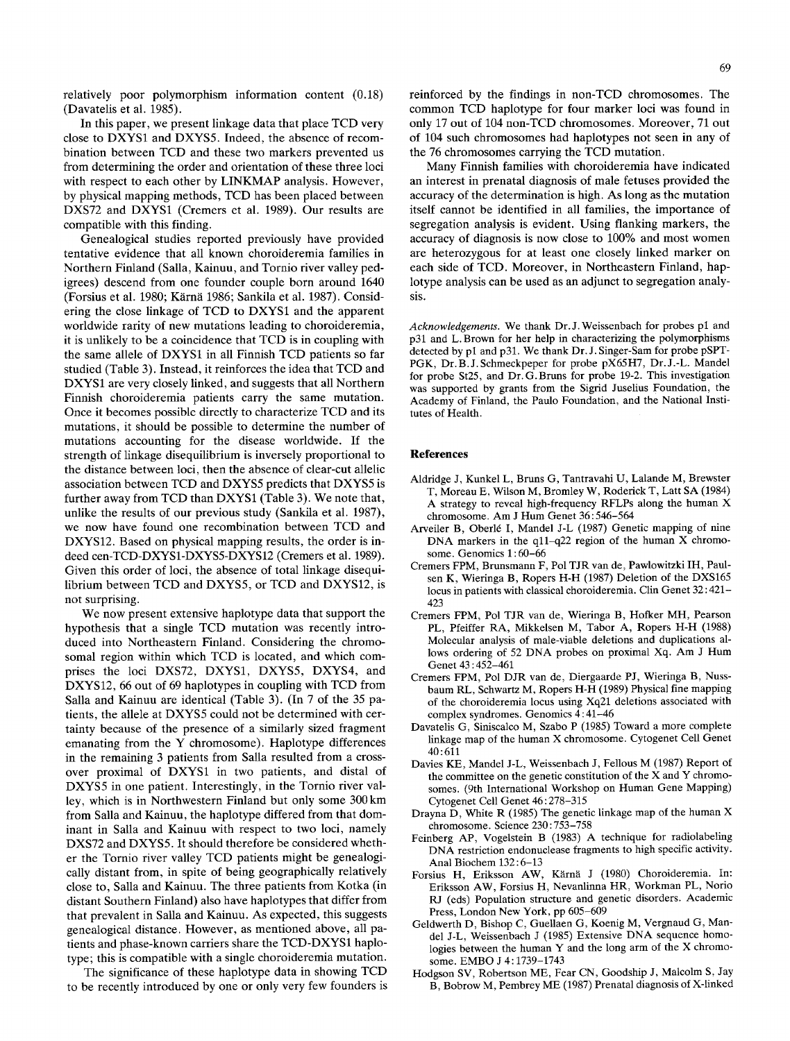relatively poor polymorphism information content (0.18) (Davatelis et al. 1985).

In this paper, we present linkage data that place TCD very close to DXYS1 and DXYS5. Indeed, the absence of recombination between TCD and these two markers prevented us from determining the order and orientation of these three loci with respect to each other by LINKMAP analysis. However, by physical mapping methods, TCD has been placed between DXS72 and DXYS1 (Cremers et al. 1989). Our results are compatible with this finding.

Genealogical studies reported previously have provided tentative evidence that all known choroideremia families in Northern Finland (Salla, Kainuu, and Tornio river valley pedigrees) descend from one founder couple born around 1640 (Forsius et al. 1980; Kärnä 1986; Sankila et al. 1987). Considering the close linkage of TCD to DXYS1 and the apparent worldwide rarity of new mutations leading to choroideremia, it is unlikely to be a coincidence that TCD is in coupling with the same allele of DXYS1 in all Finnish TCD patients so far studied (Table 3). Instead, it reinforces the idea that TCD and DXYS1 are very closely linked, and suggests that all Northern Finnish choroideremia patients carry the same mutation. Once it becomes possible directly to characterize TCD and its mutations, it should be possible to determine the number of mutations accounting for the disease worldwide. If the strength of linkage disequilibrium is inversely proportional to the distance between loci, then the absence of clear-cut allelic association between TCD and DXYS5 predicts that DXYS5 is further away from TCD than DXYS1 (Table 3). We note that, unlike the results of our previous study (Sankila et al. 1987), we now have found one recombination between TCD and DXYS12. Based on physical mapping results, the order is indeed cen-TCD-DXYS1-DXYS5-DXYS12 (Cremers et al. 1989). Given this order of loci, the absence of total linkage disequilibrium between TCD and DXYS5, or TCD and DXYS12, is not surprising.

We now present extensive haplotype data that support the hypothesis that a single TCD mutation was recently introduced into Northeastern Finland. Considering the chromosomal region within which TCD is located, and which comprises the loci DXS72, DXYS1, DXYS5, DXYS4, and DXYS12, 66 out of 69 haplotypes in coupling with TCD from Salla and Kainuu are identical (Table 3). (In 7 of the 35 patients, the allele at DXYS5 could not be determined with certainty because of the presence of a similarly sized fragment emanating from the Y chromosome). Haplotype differences in the remaining 3 patients from Salla resulted from a crossover proximal of DXYS1 in two patients, and distal of DXYS5 in one patient. Interestingly, in the Tornio river valley, which is in Northwestern Finland but only some 300 km from Salla and Kainuu, the haplotype differed from that dominant in Salla and Kainuu with respect to two loci, namely DXS72 and DXYS5. It should therefore be considered whether the Tornio river valley TCD patients might be genealogically distant from, in spite of being geographically relatively close to, Salla and Kainuu. The three patients from Kotka (in distant Southern Finland) also have haplotypes that differ from that prevalent in Salla and Kainuu. As expected, this suggests genealogical distance. However, as mentioned above, all patients and phase-known carriers share the TCD-DXYS1 haplotype; this is compatible with a single choroideremia mutation.

The significance of these haplotype data in showing TCD to be recently introduced by one or only very few founders is reinforced by the findings in non-TCD chromosomes. The common TCD haplotype for four marker loci was found in only 17 out of 104 non-TCD chromosomes. Moreover, 71 out of 104 such chromosomes had haplotypes not seen in any of the 76 chromosomes carrying the TCD mutation.

Many Finnish families with choroideremia have indicated an interest in prenatal diagnosis of male fetuses provided the accuracy of the determination is high. As long as the mutation itself cannot be identified in all families, the importance of segregation analysis is evident. Using flanking markers, the accuracy of diagnosis is now close to 100% and most women are heterozygous for at least one closely linked marker on each side of TCD. Moreover, in Northeastern Finland, haplotype analysis can be used as an adjunct to segregation analysis.

*Acknowledgements.* We thank Dr. J. Weissenbach for probes p1 and p31 and L. Brown for her help in characterizing the polymorphisms detected by p1 and p31. We thank Dr. J. Singer-Sam for probe pSPT-PGK, Dr. B. J. Schmeckpeper for probe pX65H7, Dr. J.-L. Mandel for probe St25, and Dr. G. Bruns for probe 19-2. This investigation was supported by grants from the Sigrid Juselius Foundation, the Academy of Finland, the Paulo Foundation, and the National Institutes of Health.

## References

Aldridge J, Kunkel L, Bruns G, Tantravahi U, Lalande M, Brewster T, Moreau E, Wilson M, Bromley W, Roderick T, Latt SA (1984) A strategy to reveal high-frequency RFLPs along the human X chromosome. Am J Hum Genet 36:546–564

Arveiler B, Oberlé I, Mandel J-L (1987) Genetic mapping of nine DNA markers in the q11–q22 region of the human X chromosome. Genomics 1:60–66

Cremers FPM, Brunsmann F, Pol TJR van de, Pawlowitzki IH, Paulsen K, Wieringa B, Ropers H-H (1987) Deletion of the DXS165 locus in patients with classical choroideremia. Clin Genet 32:421–423

Cremers FPM, Pol TJR van de, Wieringa B, Hofker MH, Pearson PL, Pfeiffer RA, Mikkelsen M, Tabor A, Ropers H-H (1988) Molecular analysis of male-viable deletions and duplications allows ordering of 52 DNA probes on proximal Xq. Am J Hum Genet 43:452–461

Cremers FPM, Pol DJR van de, Diergaarde PJ, Wieringa B, Nussbaum RL, Schwartz M, Ropers H-H (1989) Physical fine mapping of the choroideremia locus using Xq21 deletions associated with complex syndromes. Genomics 4:41–46

Davatelis G, Siniscalco M, Szabo P (1985) Toward a more complete linkage map of the human X chromosome. Cytogenet Cell Genet 40:611

Davies KE, Mandel J-L, Weissenbach J, Fellous M (1987) Report of the committee on the genetic constitution of the X and Y chromosomes. (9th International Workshop on Human Gene Mapping) Cytogenet Cell Genet 46:278–315

Drayna D, White R (1985) The genetic linkage map of the human X chromosome. Science 230:753–758

Feinberg AP, Vogelstein B (1983) A technique for radiolabeling DNA restriction endonuclease fragments to high specific activity. Anal Biochem 132:6–13

Forsius H, Eriksson AW, Kärnä J (1980) Choroideremia. In: Eriksson AW, Forsius H, Nevanlinna HR, Workman PL, Norio RJ (eds) Population structure and genetic disorders. Academic Press, London New York, pp 605–609

Geldwerth D, Bishop C, Guellaen G, Koenig M, Vergnaud G, Mandel J-L, Weissenbach J (1985) Extensive DNA sequence homologies between the human Y and the long arm of the X chromosome. EMBO J 4:1739–1743

Hodgson SV, Robertson ME, Fear CN, Goodship J, Malcolm S, Jay B, Bobrow M, Pembrey ME (1987) Prenatal diagnosis of X-linked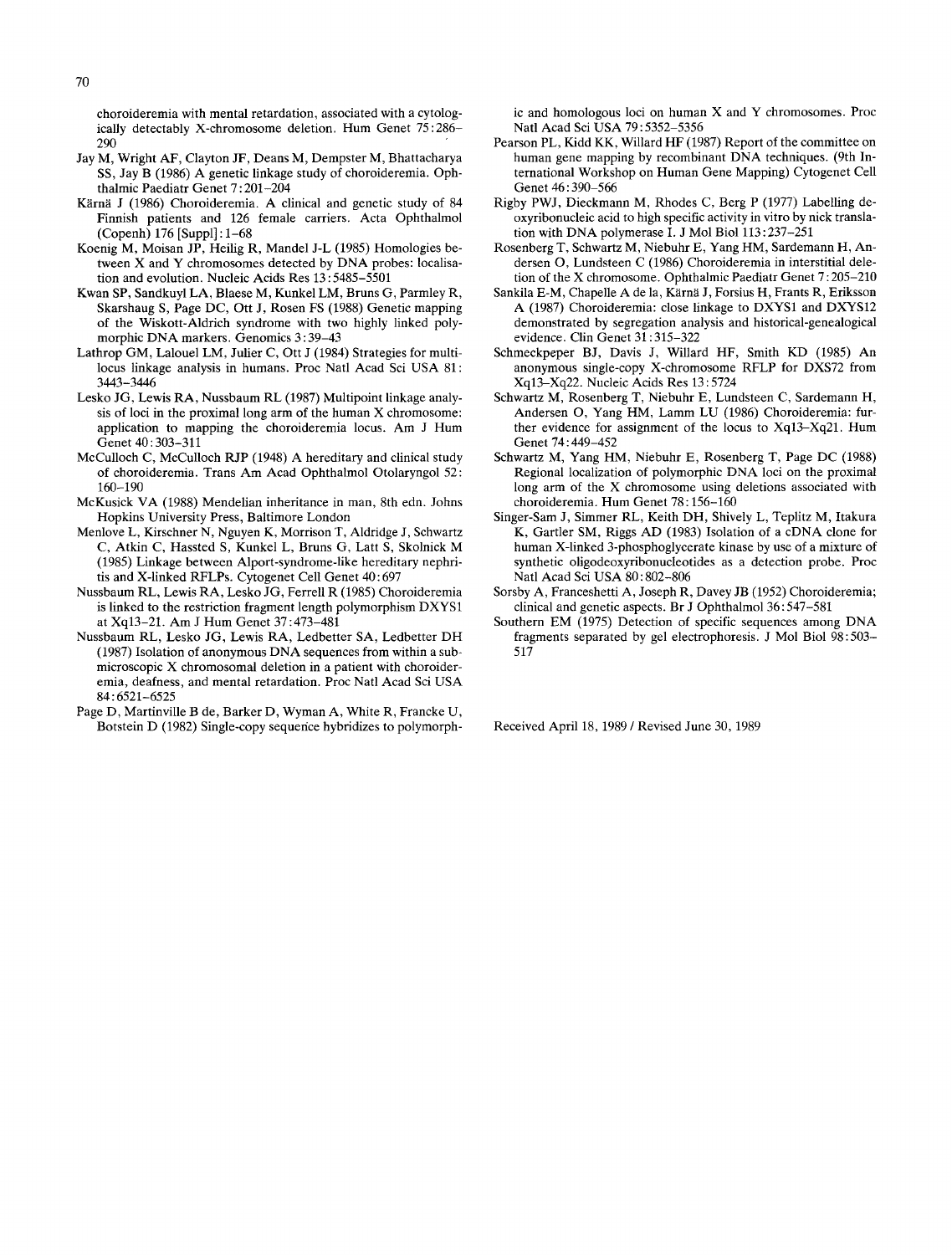choroideremia with mental retardation, associated with a cytologically detectably X-chromosome deletion. Hum Genet 75:286–290

Jay M, Wright AF, Clayton JF, Deans M, Dempster M, Bhattacharya SS, Jay B (1986) A genetic linkage study of choroideremia. Ophthalmic Paediatr Genet 7:201–204

Kärnä J (1986) Choroideremia. A clinical and genetic study of 84 Finnish patients and 126 female carriers. Acta Ophthalmol (Copenh) 176 [Suppl]:1–68

Koenig M, Moisan JP, Heilig R, Mandel J-L (1985) Homologies between X and Y chromosomes detected by DNA probes: localisation and evolution. Nucleic Acids Res 13:5485–5501

Kwan SP, Sandkuyl LA, Blaese M, Kunkel LM, Bruns G, Parmley R, Skarshaug S, Page DC, Ott J, Rosen FS (1988) Genetic mapping of the Wiskott-Aldrich syndrome with two highly linked polymorphic DNA markers. Genomics 3:39–43

Lathrop GM, Lalouel LM, Julier C, Ott J (1984) Strategies for multilocus linkage analysis in humans. Proc Natl Acad Sci USA 81: 3443–3446

Lesko JG, Lewis RA, Nussbaum RL (1987) Multipoint linkage analysis of loci in the proximal long arm of the human X chromosome: application to mapping the choroideremia locus. Am J Hum Genet 40:303–311

McCulloch C, McCulloch RJP (1948) A hereditary and clinical study of choroideremia. Trans Am Acad Ophthalmol Otolaryngol 52: 160–190

McKusick VA (1988) Mendelian inheritance in man, 8th edn. Johns Hopkins University Press, Baltimore London

Menlove L, Kirschner N, Nguyen K, Morrison T, Aldridge J, Schwartz C, Atkin C, Hassted S, Kunkel L, Bruns G, Latt S, Skolnick M (1985) Linkage between Alport-syndrome-like hereditary nephritis and X-linked RFLPs. Cytogenet Cell Genet 40:697

Nussbaum RL, Lewis RA, Lesko JG, Ferrell R (1985) Choroideremia is linked to the restriction fragment length polymorphism DXYS1 at Xq13–21. Am J Hum Genet 37:473–481

Nussbaum RL, Lesko JG, Lewis RA, Ledbetter SA, Ledbetter DH (1987) Isolation of anonymous DNA sequences from within a submicroscopic X chromosomal deletion in a patient with choroideremia, deafness, and mental retardation. Proc Natl Acad Sci USA 84:6521–6525

Page D, Martinville B de, Barker D, Wyman A, White R, Francke U, Botstein D (1982) Single-copy sequence hybridizes to polymorphic and homologous loci on human X and Y chromosomes. Proc Natl Acad Sci USA 79:5352–5356

Pearson PL, Kidd KK, Willard HF (1987) Report of the committee on human gene mapping by recombinant DNA techniques. (9th International Workshop on Human Gene Mapping) Cytogenet Cell Genet 46:390–566

Rigby PWJ, Dieckmann M, Rhodes C, Berg P (1977) Labelling deoxyribonucleic acid to high specific activity in vitro by nick translation with DNA polymerase I. J Mol Biol 113:237–251

Rosenberg T, Schwartz M, Niebuhr E, Yang HM, Sardemann H, Andersen O, Lundsteen C (1986) Choroideremia in interstitial deletion of the X chromosome. Ophthalmic Paediatr Genet 7:205–210

Sankila E-M, Chapelle A de la, Kärnä J, Forsius H, Frants R, Eriksson A (1987) Choroideremia: close linkage to DXYS1 and DXYS12 demonstrated by segregation analysis and historical-genealogical evidence. Clin Genet 31:315–322

Schmeckpeper BJ, Davis J, Willard HF, Smith KD (1985) An anonymous single-copy X-chromosome RFLP for DXS72 from Xq13–Xq22. Nucleic Acids Res 13:5724

Schwartz M, Rosenberg T, Niebuhr E, Lundsteen C, Sardemann H, Andersen O, Yang HM, Lamm LU (1986) Choroideremia: further evidence for assignment of the locus to Xq13–Xq21. Hum Genet 74:449–452

Schwartz M, Yang HM, Niebuhr E, Rosenberg T, Page DC (1988) Regional localization of polymorphic DNA loci on the proximal long arm of the X chromosome using deletions associated with choroideremia. Hum Genet 78:156–160

Singer-Sam J, Simmer RL, Keith DH, Shively L, Teplitz M, Itakura K, Gartler SM, Riggs AD (1983) Isolation of a cDNA clone for human X-linked 3-phosphoglycerate kinase by use of a mixture of synthetic oligodeoxyribonucleotides as a detection probe. Proc Natl Acad Sci USA 80:802–806

Sorsby A, Franceshetti A, Joseph R, Davey JB (1952) Choroideremia; clinical and genetic aspects. Br J Ophthalmol 36:547–581

Southern EM (1975) Detection of specific sequences among DNA fragments separated by gel electrophoresis. J Mol Biol 98:503–517

Received April 18, 1989 / Revised June 30, 1989